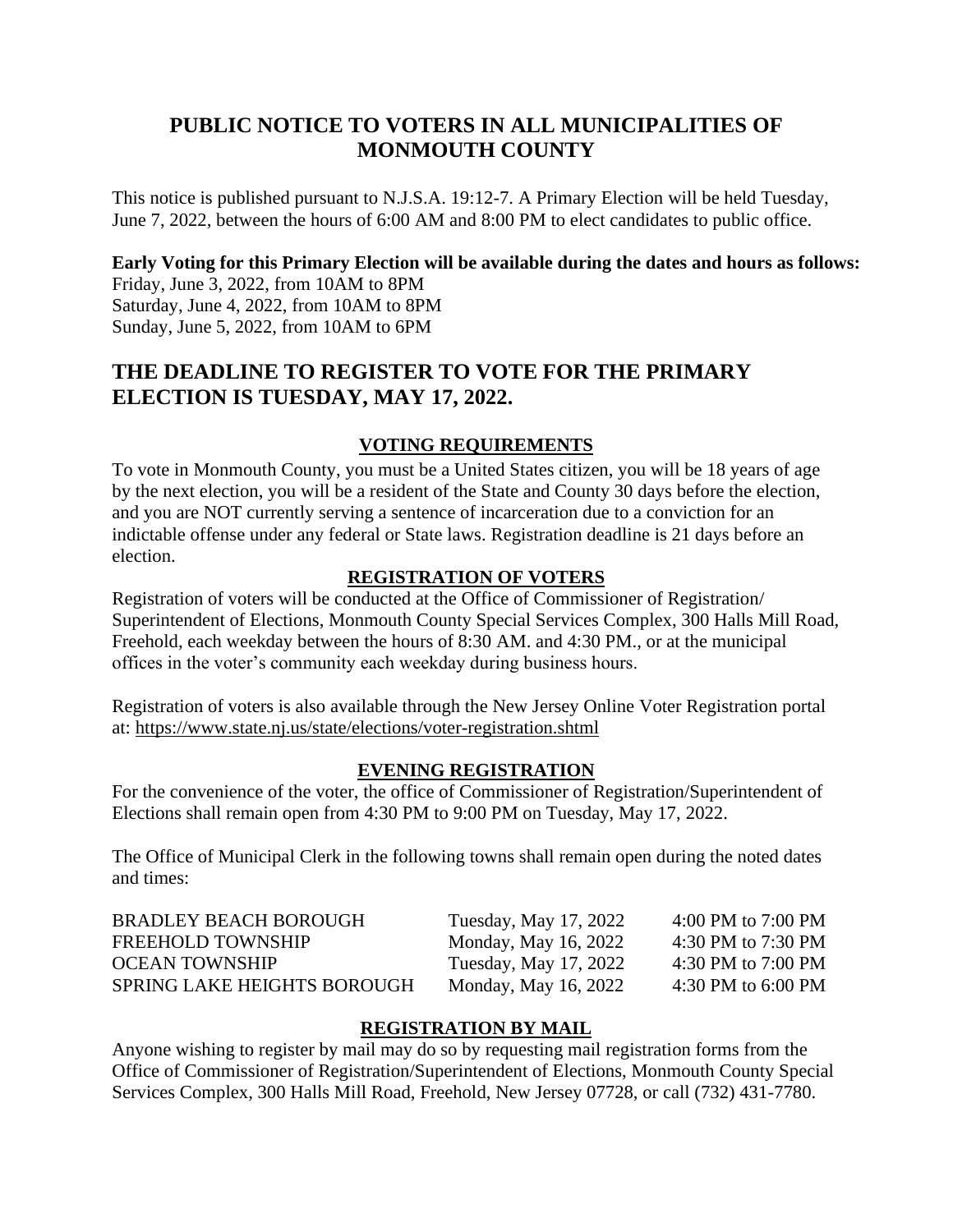# PUBLIC NOTICE TO VOTERS IN ALL MUNICIPALITIES OF MONMOUTH COUNTY

This notice is published pursuant to N.J.S.A. 19:12-7. A Primary Election will be held Tuesday, June 7, 2022, between the hours of 6:00 AM and 8:00 PM to elect candidates to public office.

**Early Voting for this Primary Election will be available during the dates and hours as follows:**
Friday, June 3, 2022, from 10AM to 8PM
Saturday, June 4, 2022, from 10AM to 8PM
Sunday, June 5, 2022, from 10AM to 6PM

## THE DEADLINE TO REGISTER TO VOTE FOR THE PRIMARY ELECTION IS TUESDAY, MAY 17, 2022.

### VOTING REQUIREMENTS

To vote in Monmouth County, you must be a United States citizen, you will be 18 years of age by the next election, you will be a resident of the State and County 30 days before the election, and you are NOT currently serving a sentence of incarceration due to a conviction for an indictable offense under any federal or State laws. Registration deadline is 21 days before an election.

### REGISTRATION OF VOTERS

Registration of voters will be conducted at the Office of Commissioner of Registration/ Superintendent of Elections, Monmouth County Special Services Complex, 300 Halls Mill Road, Freehold, each weekday between the hours of 8:30 AM. and 4:30 PM., or at the municipal offices in the voter's community each weekday during business hours.

Registration of voters is also available through the New Jersey Online Voter Registration portal at: https://www.state.nj.us/state/elections/voter-registration.shtml

### EVENING REGISTRATION

For the convenience of the voter, the office of Commissioner of Registration/Superintendent of Elections shall remain open from 4:30 PM to 9:00 PM on Tuesday, May 17, 2022.

The Office of Municipal Clerk in the following towns shall remain open during the noted dates and times:

| | | |
|---|---|---|
| BRADLEY BEACH BOROUGH | Tuesday, May 17, 2022 | 4:00 PM to 7:00 PM |
| FREEHOLD TOWNSHIP | Monday, May 16, 2022 | 4:30 PM to 7:30 PM |
| OCEAN TOWNSHIP | Tuesday, May 17, 2022 | 4:30 PM to 7:00 PM |
| SPRING LAKE HEIGHTS BOROUGH | Monday, May 16, 2022 | 4:30 PM to 6:00 PM |

### REGISTRATION BY MAIL

Anyone wishing to register by mail may do so by requesting mail registration forms from the Office of Commissioner of Registration/Superintendent of Elections, Monmouth County Special Services Complex, 300 Halls Mill Road, Freehold, New Jersey 07728, or call (732) 431-7780.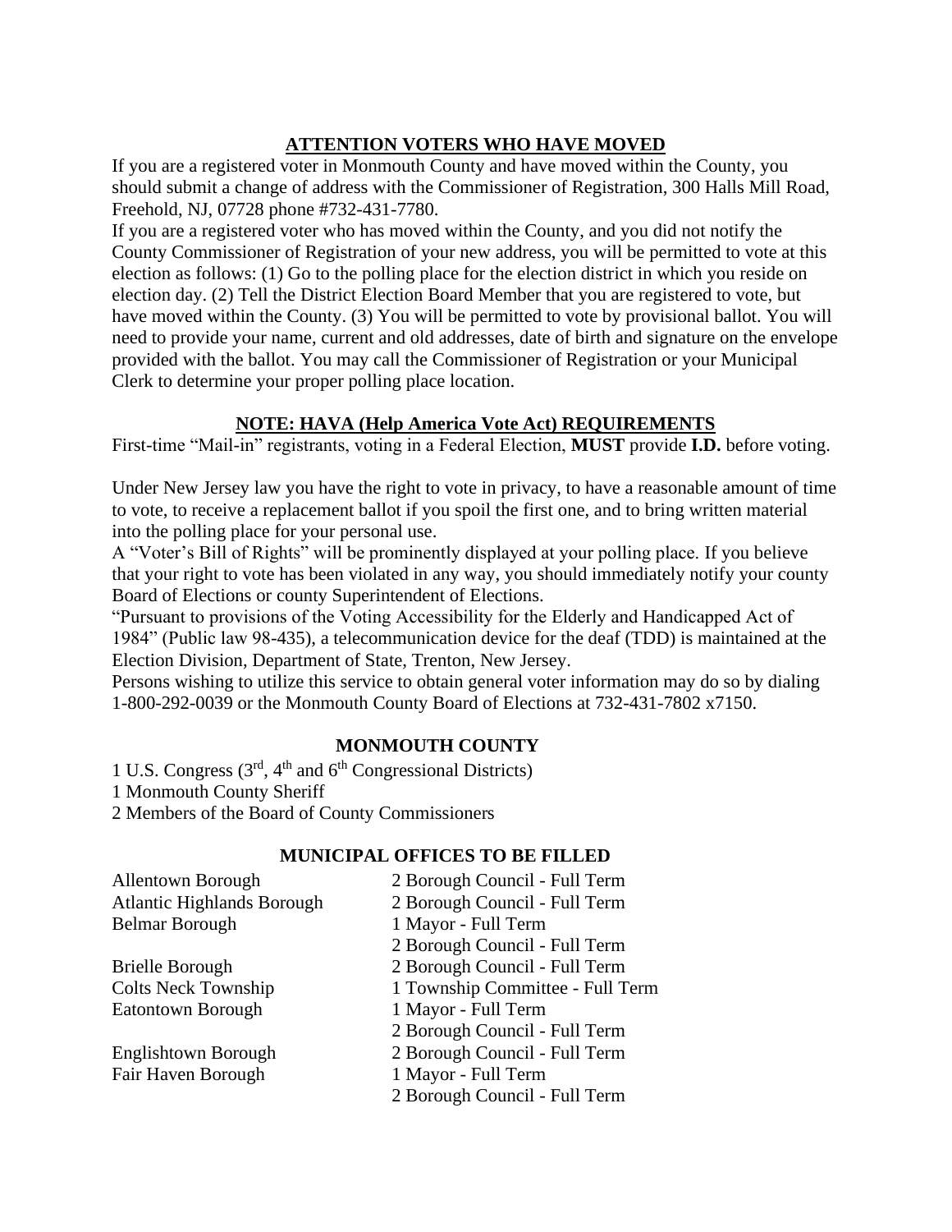## ATTENTION VOTERS WHO HAVE MOVED

If you are a registered voter in Monmouth County and have moved within the County, you should submit a change of address with the Commissioner of Registration, 300 Halls Mill Road, Freehold, NJ, 07728 phone #732-431-7780.

If you are a registered voter who has moved within the County, and you did not notify the County Commissioner of Registration of your new address, you will be permitted to vote at this election as follows: (1) Go to the polling place for the election district in which you reside on election day. (2) Tell the District Election Board Member that you are registered to vote, but have moved within the County. (3) You will be permitted to vote by provisional ballot. You will need to provide your name, current and old addresses, date of birth and signature on the envelope provided with the ballot. You may call the Commissioner of Registration or your Municipal Clerk to determine your proper polling place location.

## NOTE: HAVA (Help America Vote Act) REQUIREMENTS

First-time "Mail-in" registrants, voting in a Federal Election, **MUST** provide **I.D.** before voting.

Under New Jersey law you have the right to vote in privacy, to have a reasonable amount of time to vote, to receive a replacement ballot if you spoil the first one, and to bring written material into the polling place for your personal use.

A "Voter's Bill of Rights" will be prominently displayed at your polling place. If you believe that your right to vote has been violated in any way, you should immediately notify your county Board of Elections or county Superintendent of Elections.

"Pursuant to provisions of the Voting Accessibility for the Elderly and Handicapped Act of 1984" (Public law 98-435), a telecommunication device for the deaf (TDD) is maintained at the Election Division, Department of State, Trenton, New Jersey.

Persons wishing to utilize this service to obtain general voter information may do so by dialing 1-800-292-0039 or the Monmouth County Board of Elections at 732-431-7802 x7150.

## MONMOUTH COUNTY

1 U.S. Congress (3rd, 4th and 6th Congressional Districts)
1 Monmouth County Sheriff
2 Members of the Board of County Commissioners

## MUNICIPAL OFFICES TO BE FILLED

| | |
|---|---|
| Allentown Borough | 2 Borough Council - Full Term |
| Atlantic Highlands Borough | 2 Borough Council - Full Term |
| Belmar Borough | 1 Mayor - Full Term |
| | 2 Borough Council - Full Term |
| Brielle Borough | 2 Borough Council - Full Term |
| Colts Neck Township | 1 Township Committee - Full Term |
| Eatontown Borough | 1 Mayor - Full Term |
| | 2 Borough Council - Full Term |
| Englishtown Borough | 2 Borough Council - Full Term |
| Fair Haven Borough | 1 Mayor - Full Term |
| | 2 Borough Council - Full Term |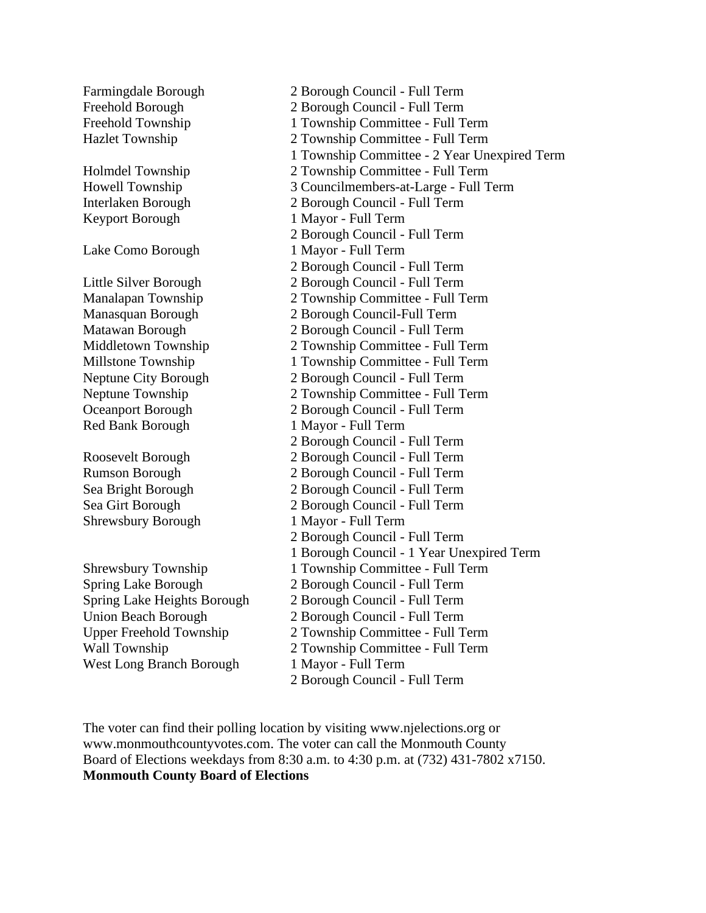| | |
|---|---|
| Farmingdale Borough | 2 Borough Council - Full Term |
| Freehold Borough | 2 Borough Council - Full Term |
| Freehold Township | 1 Township Committee - Full Term |
| Hazlet Township | 2 Township Committee - Full Term |
| | 1 Township Committee - 2 Year Unexpired Term |
| Holmdel Township | 2 Township Committee - Full Term |
| Howell Township | 3 Councilmembers-at-Large - Full Term |
| Interlaken Borough | 2 Borough Council - Full Term |
| Keyport Borough | 1 Mayor - Full Term |
| | 2 Borough Council - Full Term |
| Lake Como Borough | 1 Mayor - Full Term |
| | 2 Borough Council - Full Term |
| Little Silver Borough | 2 Borough Council - Full Term |
| Manalapan Township | 2 Township Committee - Full Term |
| Manasquan Borough | 2 Borough Council-Full Term |
| Matawan Borough | 2 Borough Council - Full Term |
| Middletown Township | 2 Township Committee - Full Term |
| Millstone Township | 1 Township Committee - Full Term |
| Neptune City Borough | 2 Borough Council - Full Term |
| Neptune Township | 2 Township Committee - Full Term |
| Oceanport Borough | 2 Borough Council - Full Term |
| Red Bank Borough | 1 Mayor - Full Term |
| | 2 Borough Council - Full Term |
| Roosevelt Borough | 2 Borough Council - Full Term |
| Rumson Borough | 2 Borough Council - Full Term |
| Sea Bright Borough | 2 Borough Council - Full Term |
| Sea Girt Borough | 2 Borough Council - Full Term |
| Shrewsbury Borough | 1 Mayor - Full Term |
| | 2 Borough Council - Full Term |
| | 1 Borough Council - 1 Year Unexpired Term |
| Shrewsbury Township | 1 Township Committee - Full Term |
| Spring Lake Borough | 2 Borough Council - Full Term |
| Spring Lake Heights Borough | 2 Borough Council - Full Term |
| Union Beach Borough | 2 Borough Council - Full Term |
| Upper Freehold Township | 2 Township Committee - Full Term |
| Wall Township | 2 Township Committee - Full Term |
| West Long Branch Borough | 1 Mayor - Full Term |
| | 2 Borough Council - Full Term |

The voter can find their polling location by visiting www.njelections.org or www.monmouthcountyvotes.com. The voter can call the Monmouth County Board of Elections weekdays from 8:30 a.m. to 4:30 p.m. at (732) 431-7802 x7150.

**Monmouth County Board of Elections**